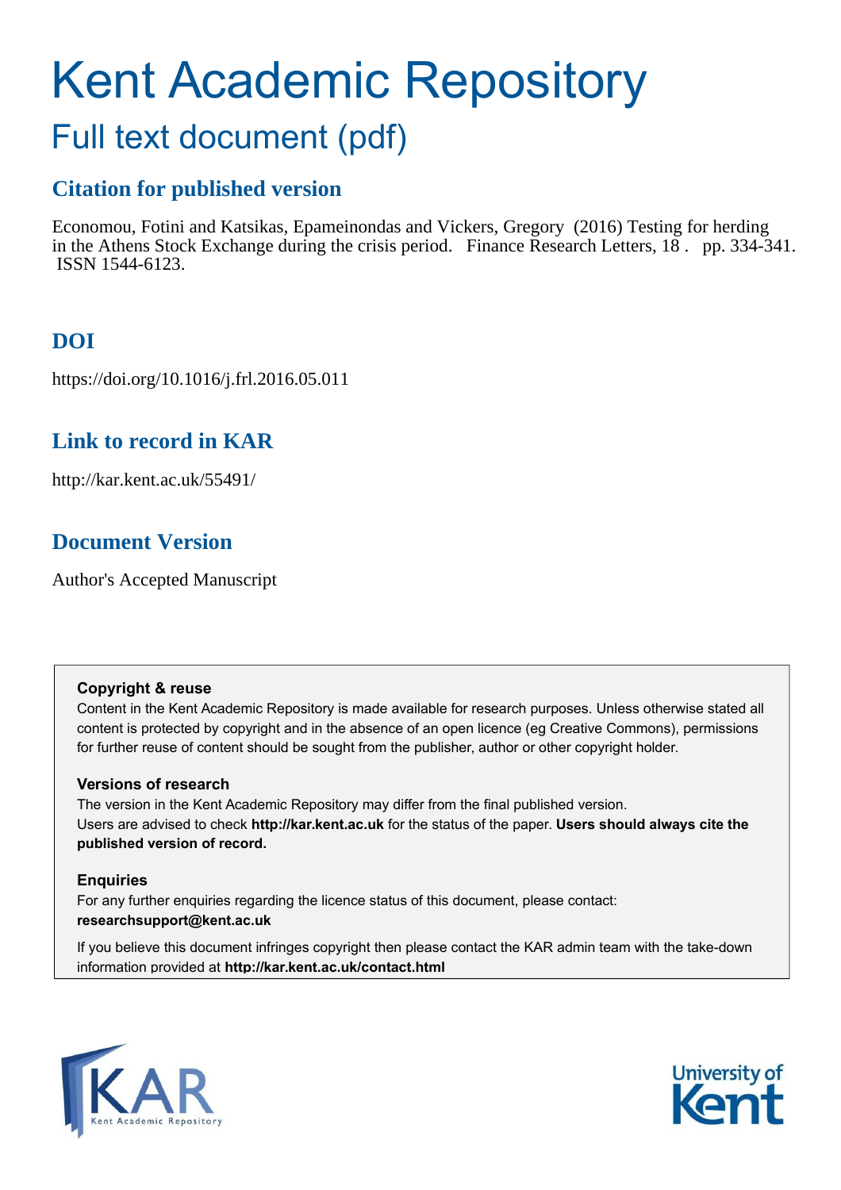# Kent Academic Repository

## Full text document (pdf)

### Citation for published version

Economou, Fotini and Katsikas, Epameinondas and Vickers, Gregory (2016) Testing for herding in the Athens Stock Exchange during the crisis period. Finance Research Letters, 18 . pp. 334-341. ISSN 1544-6123.

### DOI

https://doi.org/10.1016/j.frl.2016.05.011

### Link to record in KAR

http://kar.kent.ac.uk/55491/

### Document Version

Author's Accepted Manuscript

**Copyright & reuse**

Content in the Kent Academic Repository is made available for research purposes. Unless otherwise stated all content is protected by copyright and in the absence of an open licence (eg Creative Commons), permissions for further reuse of content should be sought from the publisher, author or other copyright holder.

**Versions of research**

The version in the Kent Academic Repository may differ from the final published version. Users are advised to check **http://kar.kent.ac.uk** for the status of the paper. **Users should always cite the published version of record.**

**Enquiries**

For any further enquiries regarding the licence status of this document, please contact: **researchsupport@kent.ac.uk**

If you believe this document infringes copyright then please contact the KAR admin team with the take-down information provided at **http://kar.kent.ac.uk/contact.html**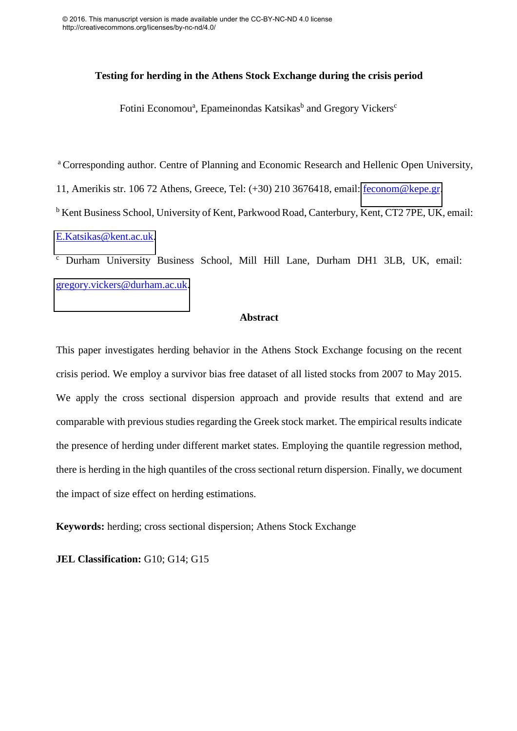© 2016. This manuscript version is made available under the CC-BY-NC-ND 4.0 license http://creativecommons.org/licenses/by-nc-nd/4.0/

# Testing for herding in the Athens Stock Exchange during the crisis period

Fotini Economou[a], Epameinondas Katsikas[b] and Gregory Vickers[c]

[a] Corresponding author. Centre of Planning and Economic Research and Hellenic Open University, 11, Amerikis str. 106 72 Athens, Greece, Tel: (+30) 210 3676418, email: feconom@kepe.gr.

[b] Kent Business School, University of Kent, Parkwood Road, Canterbury, Kent, CT2 7PE, UK, email: E.Katsikas@kent.ac.uk.

[c] Durham University Business School, Mill Hill Lane, Durham DH1 3LB, UK, email: gregory.vickers@durham.ac.uk.

## Abstract

This paper investigates herding behavior in the Athens Stock Exchange focusing on the recent crisis period. We employ a survivor bias free dataset of all listed stocks from 2007 to May 2015. We apply the cross sectional dispersion approach and provide results that extend and are comparable with previous studies regarding the Greek stock market. The empirical results indicate the presence of herding under different market states. Employing the quantile regression method, there is herding in the high quantiles of the cross sectional return dispersion. Finally, we document the impact of size effect on herding estimations.

**Keywords:** herding; cross sectional dispersion; Athens Stock Exchange

**JEL Classification:** G10; G14; G15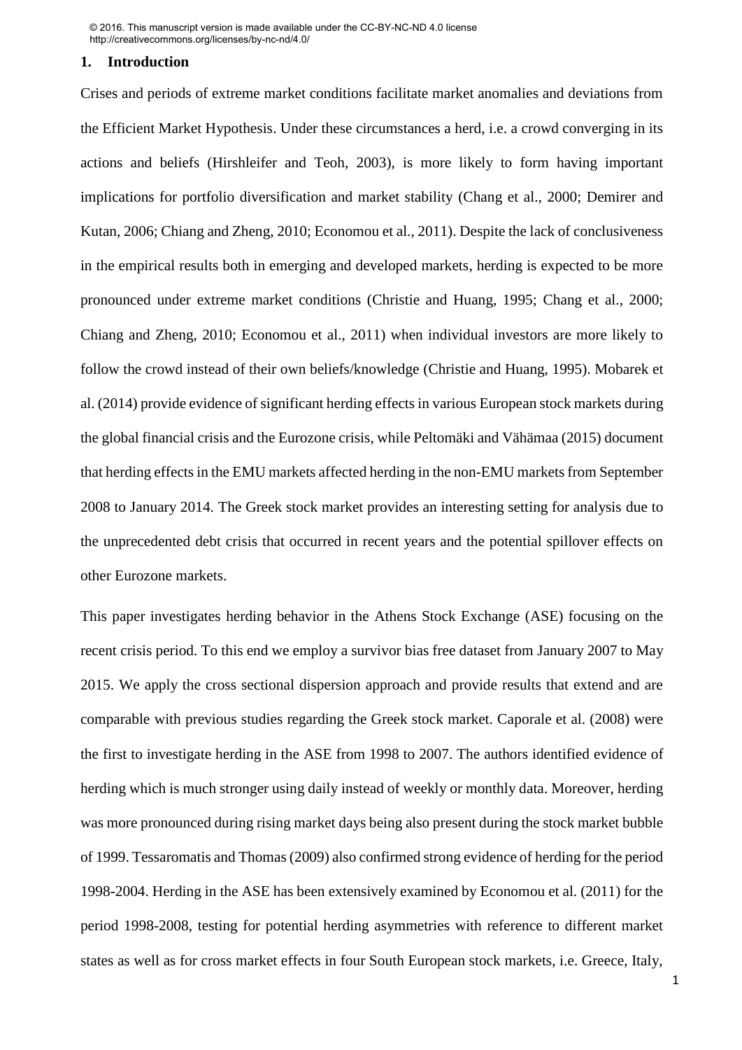© 2016. This manuscript version is made available under the CC-BY-NC-ND 4.0 license http://creativecommons.org/licenses/by-nc-nd/4.0/

## 1. Introduction

Crises and periods of extreme market conditions facilitate market anomalies and deviations from the Efficient Market Hypothesis. Under these circumstances a herd, i.e. a crowd converging in its actions and beliefs (Hirshleifer and Teoh, 2003), is more likely to form having important implications for portfolio diversification and market stability (Chang et al., 2000; Demirer and Kutan, 2006; Chiang and Zheng, 2010; Economou et al., 2011). Despite the lack of conclusiveness in the empirical results both in emerging and developed markets, herding is expected to be more pronounced under extreme market conditions (Christie and Huang, 1995; Chang et al., 2000; Chiang and Zheng, 2010; Economou et al., 2011) when individual investors are more likely to follow the crowd instead of their own beliefs/knowledge (Christie and Huang, 1995). Mobarek et al. (2014) provide evidence of significant herding effects in various European stock markets during the global financial crisis and the Eurozone crisis, while Peltomäki and Vähämaa (2015) document that herding effects in the EMU markets affected herding in the non-EMU markets from September 2008 to January 2014. The Greek stock market provides an interesting setting for analysis due to the unprecedented debt crisis that occurred in recent years and the potential spillover effects on other Eurozone markets.

This paper investigates herding behavior in the Athens Stock Exchange (ASE) focusing on the recent crisis period. To this end we employ a survivor bias free dataset from January 2007 to May 2015. We apply the cross sectional dispersion approach and provide results that extend and are comparable with previous studies regarding the Greek stock market. Caporale et al. (2008) were the first to investigate herding in the ASE from 1998 to 2007. The authors identified evidence of herding which is much stronger using daily instead of weekly or monthly data. Moreover, herding was more pronounced during rising market days being also present during the stock market bubble of 1999. Tessaromatis and Thomas (2009) also confirmed strong evidence of herding for the period 1998-2004. Herding in the ASE has been extensively examined by Economou et al. (2011) for the period 1998-2008, testing for potential herding asymmetries with reference to different market states as well as for cross market effects in four South European stock markets, i.e. Greece, Italy,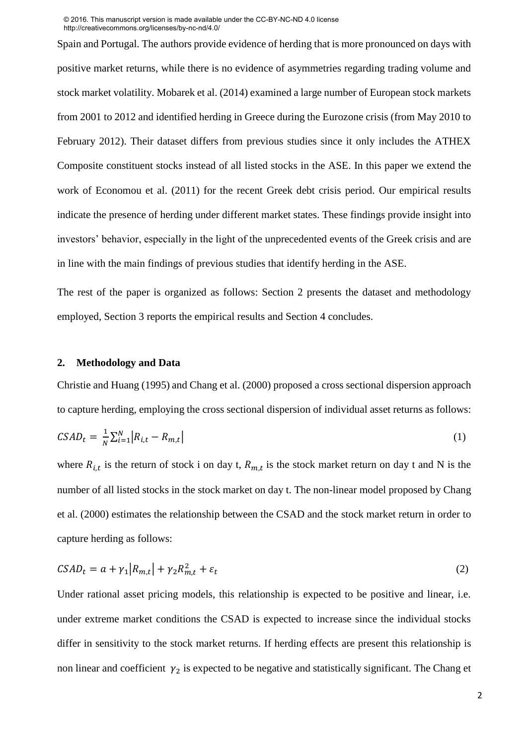Spain and Portugal. The authors provide evidence of herding that is more pronounced on days with positive market returns, while there is no evidence of asymmetries regarding trading volume and stock market volatility. Mobarek et al. (2014) examined a large number of European stock markets from 2001 to 2012 and identified herding in Greece during the Eurozone crisis (from May 2010 to February 2012). Their dataset differs from previous studies since it only includes the ATHEX Composite constituent stocks instead of all listed stocks in the ASE. In this paper we extend the work of Economou et al. (2011) for the recent Greek debt crisis period. Our empirical results indicate the presence of herding under different market states. These findings provide insight into investors' behavior, especially in the light of the unprecedented events of the Greek crisis and are in line with the main findings of previous studies that identify herding in the ASE.

The rest of the paper is organized as follows: Section 2 presents the dataset and methodology employed, Section 3 reports the empirical results and Section 4 concludes.

## 2. Methodology and Data

Christie and Huang (1995) and Chang et al. (2000) proposed a cross sectional dispersion approach to capture herding, employing the cross sectional dispersion of individual asset returns as follows:

$$CSAD_t = \frac{1}{N}\sum_{i=1}^{N}\left|R_{i,t} - R_{m,t}\right| \tag{1}$$

where $R_{i,t}$ is the return of stock i on day t, $R_{m,t}$ is the stock market return on day t and N is the number of all listed stocks in the stock market on day t. The non-linear model proposed by Chang et al. (2000) estimates the relationship between the CSAD and the stock market return in order to capture herding as follows:

$$CSAD_t = a + \gamma_1\left|R_{m,t}\right| + \gamma_2 R_{m,t}^2 + \varepsilon_t \tag{2}$$

Under rational asset pricing models, this relationship is expected to be positive and linear, i.e. under extreme market conditions the CSAD is expected to increase since the individual stocks differ in sensitivity to the stock market returns. If herding effects are present this relationship is non linear and coefficient $\gamma_2$ is expected to be negative and statistically significant. The Chang et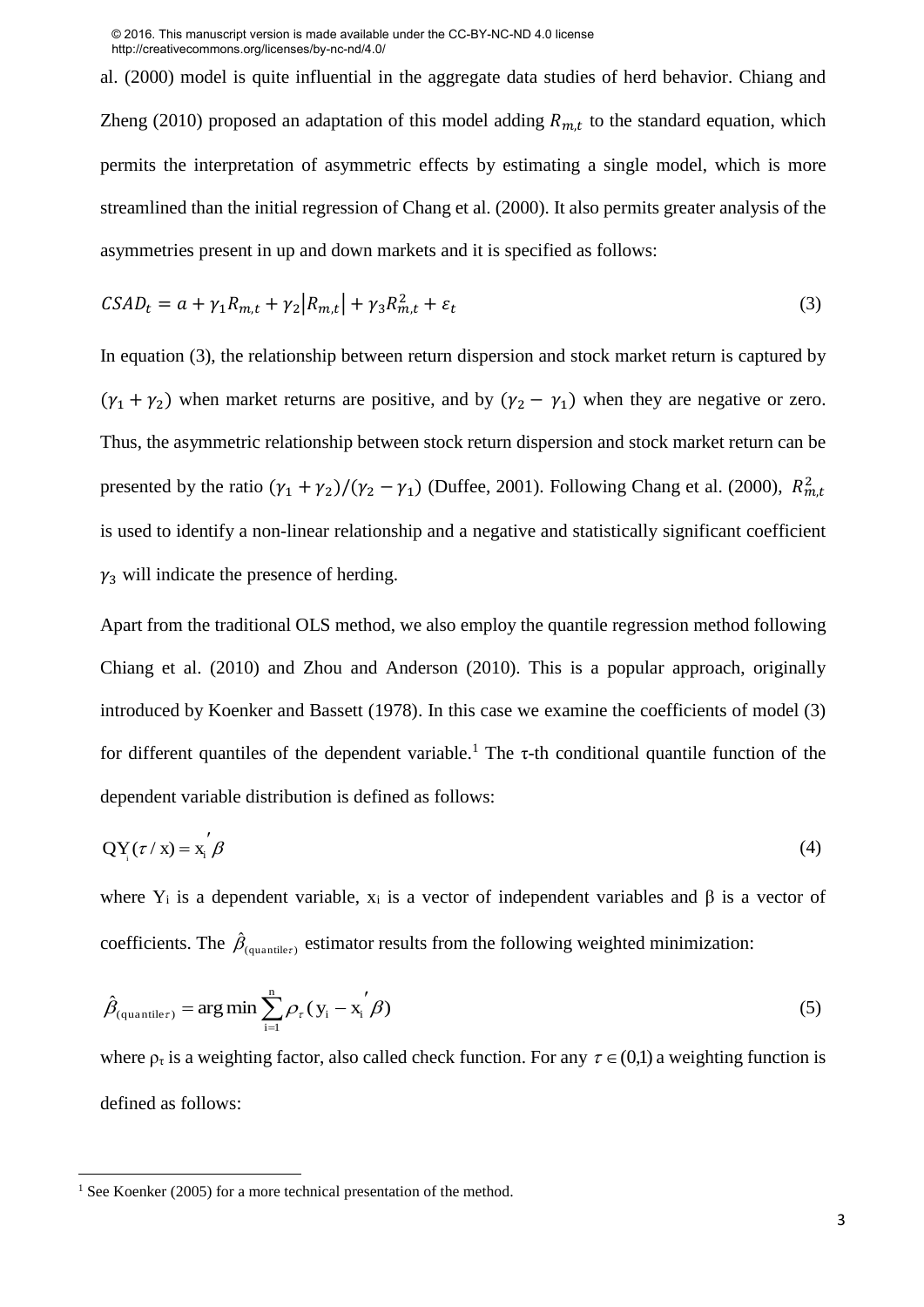al. (2000) model is quite influential in the aggregate data studies of herd behavior. Chiang and Zheng (2010) proposed an adaptation of this model adding $R_{m,t}$ to the standard equation, which permits the interpretation of asymmetric effects by estimating a single model, which is more streamlined than the initial regression of Chang et al. (2000). It also permits greater analysis of the asymmetries present in up and down markets and it is specified as follows:

$$CSAD_t = a + \gamma_1 R_{m,t} + \gamma_2 |R_{m,t}| + \gamma_3 R_{m,t}^2 + \varepsilon_t \tag{3}$$

In equation (3), the relationship between return dispersion and stock market return is captured by $(\gamma_1 + \gamma_2)$ when market returns are positive, and by $(\gamma_2 - \gamma_1)$ when they are negative or zero. Thus, the asymmetric relationship between stock return dispersion and stock market return can be presented by the ratio $(\gamma_1 + \gamma_2)/(\gamma_2 - \gamma_1)$ (Duffee, 2001). Following Chang et al. (2000), $R_{m,t}^2$ is used to identify a non-linear relationship and a negative and statistically significant coefficient $\gamma_3$ will indicate the presence of herding.

Apart from the traditional OLS method, we also employ the quantile regression method following Chiang et al. (2010) and Zhou and Anderson (2010). This is a popular approach, originally introduced by Koenker and Bassett (1978). In this case we examine the coefficients of model (3) for different quantiles of the dependent variable.[1] The τ-th conditional quantile function of the dependent variable distribution is defined as follows:

$$Q_{Y_i}(\tau / x) = x_i{}' \beta \tag{4}$$

where $Y_i$ is a dependent variable, $x_i$ is a vector of independent variables and β is a vector of coefficients. The $\hat{\beta}_{(\text{quantile}\tau)}$ estimator results from the following weighted minimization:

$$\hat{\beta}_{(\text{quantile}\tau)} = \arg\min \sum_{i=1}^{n} \rho_{\tau} (y_i - x_i{}' \beta) \tag{5}$$

where $\rho_\tau$ is a weighting factor, also called check function. For any $\tau \in (0,1)$ a weighting function is defined as follows:

[1] See Koenker (2005) for a more technical presentation of the method.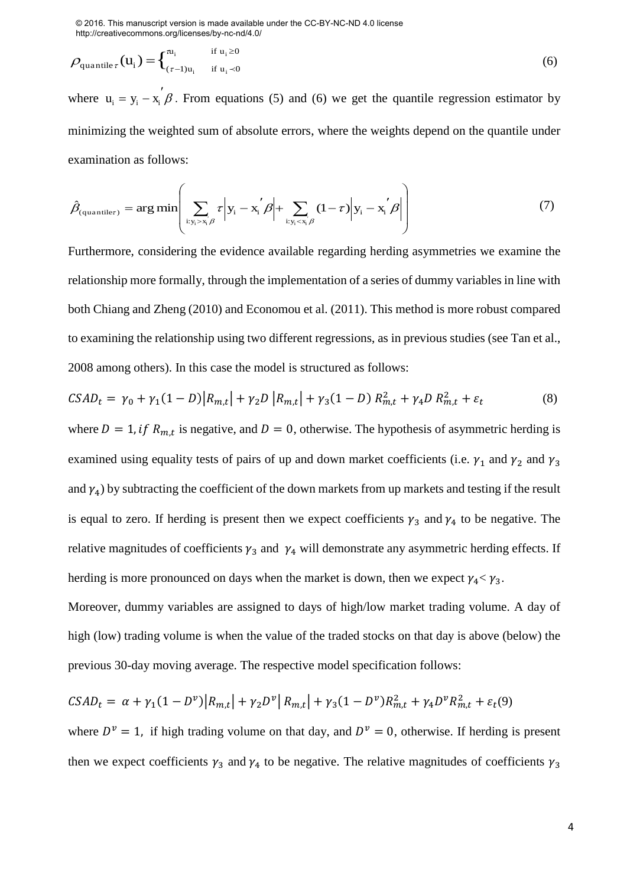$$\rho_{\text{quantile}\,\tau}(u_i) = \begin{cases} \tau u_i & \text{if } u_i \geq 0 \\ (\tau - 1)u_i & \text{if } u_i < 0 \end{cases} \tag{6}$$

where $u_i = y_i - x_i^{'}\beta$. From equations (5) and (6) we get the quantile regression estimator by minimizing the weighted sum of absolute errors, where the weights depend on the quantile under examination as follows:

$$\hat{\beta}_{(\text{quantile}\tau)} = \arg\min\left( \sum_{i:y_i > x_i^{'}\beta} \tau\left|y_i - x_i^{'}\beta\right| + \sum_{i:y_i < x_i^{'}\beta} (1-\tau)\left|y_i - x_i^{'}\beta\right| \right) \tag{7}$$

Furthermore, considering the evidence available regarding herding asymmetries we examine the relationship more formally, through the implementation of a series of dummy variables in line with both Chiang and Zheng (2010) and Economou et al. (2011). This method is more robust compared to examining the relationship using two different regressions, as in previous studies (see Tan et al., 2008 among others). In this case the model is structured as follows:

$$CSAD_t = \gamma_0 + \gamma_1(1-D)\left|R_{m,t}\right| + \gamma_2 D\left|R_{m,t}\right| + \gamma_3(1-D)R_{m,t}^2 + \gamma_4 D R_{m,t}^2 + \varepsilon_t \tag{8}$$

where $D = 1, if\ R_{m,t}$ is negative, and $D = 0$, otherwise. The hypothesis of asymmetric herding is examined using equality tests of pairs of up and down market coefficients (i.e. $\gamma_1$ and $\gamma_2$ and $\gamma_3$ and $\gamma_4$) by subtracting the coefficient of the down markets from up markets and testing if the result is equal to zero. If herding is present then we expect coefficients $\gamma_3$ and $\gamma_4$ to be negative. The relative magnitudes of coefficients $\gamma_3$ and $\gamma_4$ will demonstrate any asymmetric herding effects. If herding is more pronounced on days when the market is down, then we expect $\gamma_4 < \gamma_3$.

Moreover, dummy variables are assigned to days of high/low market trading volume. A day of high (low) trading volume is when the value of the traded stocks on that day is above (below) the previous 30-day moving average. The respective model specification follows:

$$CSAD_t = \alpha + \gamma_1(1-D^v)\left|R_{m,t}\right| + \gamma_2 D^v\left|R_{m,t}\right| + \gamma_3(1-D^v)R_{m,t}^2 + \gamma_4 D^v R_{m,t}^2 + \varepsilon_t \tag{9}$$

where $D^v = 1,$ if high trading volume on that day, and $D^v = 0$, otherwise. If herding is present then we expect coefficients $\gamma_3$ and $\gamma_4$ to be negative. The relative magnitudes of coefficients $\gamma_3$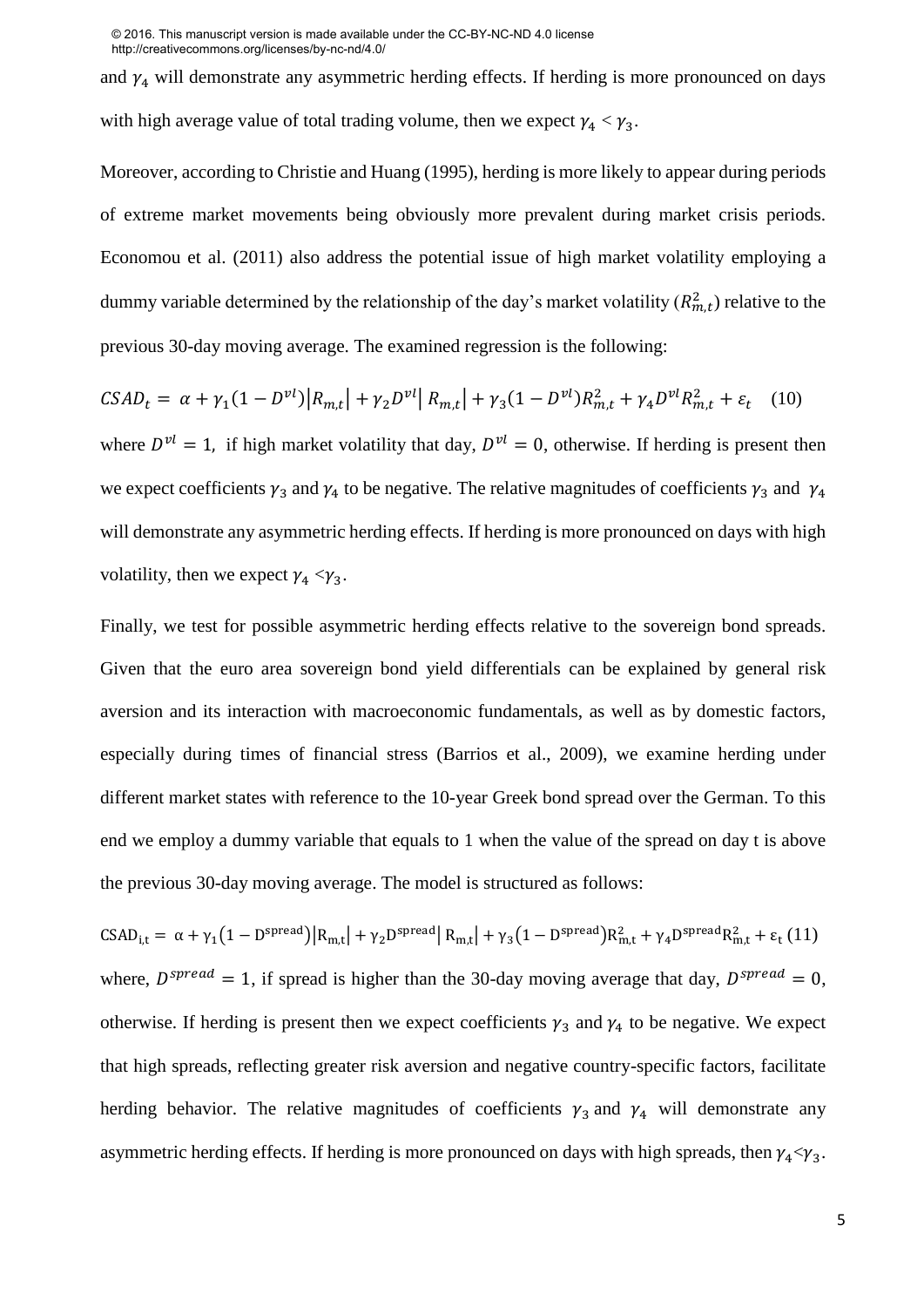and $\gamma_4$ will demonstrate any asymmetric herding effects. If herding is more pronounced on days with high average value of total trading volume, then we expect $\gamma_4 < \gamma_3$.

Moreover, according to Christie and Huang (1995), herding is more likely to appear during periods of extreme market movements being obviously more prevalent during market crisis periods. Economou et al. (2011) also address the potential issue of high market volatility employing a dummy variable determined by the relationship of the day's market volatility ($R_{m,t}^2$) relative to the previous 30-day moving average. The examined regression is the following:

$$CSAD_t = \alpha + \gamma_1(1 - D^{vl})|R_{m,t}| + \gamma_2 D^{vl}|R_{m,t}| + \gamma_3(1 - D^{vl})R_{m,t}^2 + \gamma_4 D^{vl} R_{m,t}^2 + \varepsilon_t \quad (10)$$

where $D^{vl} = 1$, if high market volatility that day, $D^{vl} = 0$, otherwise. If herding is present then we expect coefficients $\gamma_3$ and $\gamma_4$ to be negative. The relative magnitudes of coefficients $\gamma_3$ and $\gamma_4$ will demonstrate any asymmetric herding effects. If herding is more pronounced on days with high volatility, then we expect $\gamma_4 < \gamma_3$.

Finally, we test for possible asymmetric herding effects relative to the sovereign bond spreads. Given that the euro area sovereign bond yield differentials can be explained by general risk aversion and its interaction with macroeconomic fundamentals, as well as by domestic factors, especially during times of financial stress (Barrios et al., 2009), we examine herding under different market states with reference to the 10-year Greek bond spread over the German. To this end we employ a dummy variable that equals to 1 when the value of the spread on day t is above the previous 30-day moving average. The model is structured as follows:

$$\mathrm{CSAD}_{i,t} = \alpha + \gamma_1(1 - \mathrm{D}^{\mathrm{spread}})|\mathrm{R}_{\mathrm{m,t}}| + \gamma_2 \mathrm{D}^{\mathrm{spread}}|\mathrm{R}_{\mathrm{m,t}}| + \gamma_3(1 - \mathrm{D}^{\mathrm{spread}})\mathrm{R}_{\mathrm{m,t}}^2 + \gamma_4 \mathrm{D}^{\mathrm{spread}}\mathrm{R}_{\mathrm{m,t}}^2 + \varepsilon_t \quad (11)$$

where, $D^{spread} = 1$, if spread is higher than the 30-day moving average that day, $D^{spread} = 0$, otherwise. If herding is present then we expect coefficients $\gamma_3$ and $\gamma_4$ to be negative. We expect that high spreads, reflecting greater risk aversion and negative country-specific factors, facilitate herding behavior. The relative magnitudes of coefficients $\gamma_3$ and $\gamma_4$ will demonstrate any asymmetric herding effects. If herding is more pronounced on days with high spreads, then $\gamma_4 < \gamma_3$.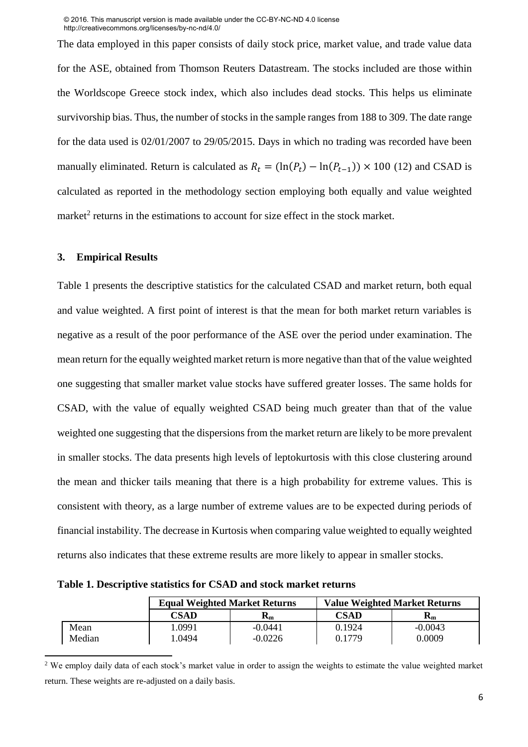The data employed in this paper consists of daily stock price, market value, and trade value data for the ASE, obtained from Thomson Reuters Datastream. The stocks included are those within the Worldscope Greece stock index, which also includes dead stocks. This helps us eliminate survivorship bias. Thus, the number of stocks in the sample ranges from 188 to 309. The date range for the data used is 02/01/2007 to 29/05/2015. Days in which no trading was recorded have been manually eliminated. Return is calculated as $R_t = (\ln(P_t) - \ln(P_{t-1})) \times 100$ (12) and CSAD is calculated as reported in the methodology section employing both equally and value weighted market[2] returns in the estimations to account for size effect in the stock market.

### 3. Empirical Results

Table 1 presents the descriptive statistics for the calculated CSAD and market return, both equal and value weighted. A first point of interest is that the mean for both market return variables is negative as a result of the poor performance of the ASE over the period under examination. The mean return for the equally weighted market return is more negative than that of the value weighted one suggesting that smaller market value stocks have suffered greater losses. The same holds for CSAD, with the value of equally weighted CSAD being much greater than that of the value weighted one suggesting that the dispersions from the market return are likely to be more prevalent in smaller stocks. The data presents high levels of leptokurtosis with this close clustering around the mean and thicker tails meaning that there is a high probability for extreme values. This is consistent with theory, as a large number of extreme values are to be expected during periods of financial instability. The decrease in Kurtosis when comparing value weighted to equally weighted returns also indicates that these extreme results are more likely to appear in smaller stocks.

**Table 1. Descriptive statistics for CSAD and stock market returns**

| | **Equal Weighted Market Returns** | | **Value Weighted Market Returns** | |
|---|---|---|---|---|
| | **CSAD** | $\mathbf{R_m}$ | **CSAD** | $\mathbf{R_m}$ |
| Mean | 1.0991 | -0.0441 | 0.1924 | -0.0043 |
| Median | 1.0494 | -0.0226 | 0.1779 | 0.0009 |

[2] We employ daily data of each stock's market value in order to assign the weights to estimate the value weighted market return. These weights are re-adjusted on a daily basis.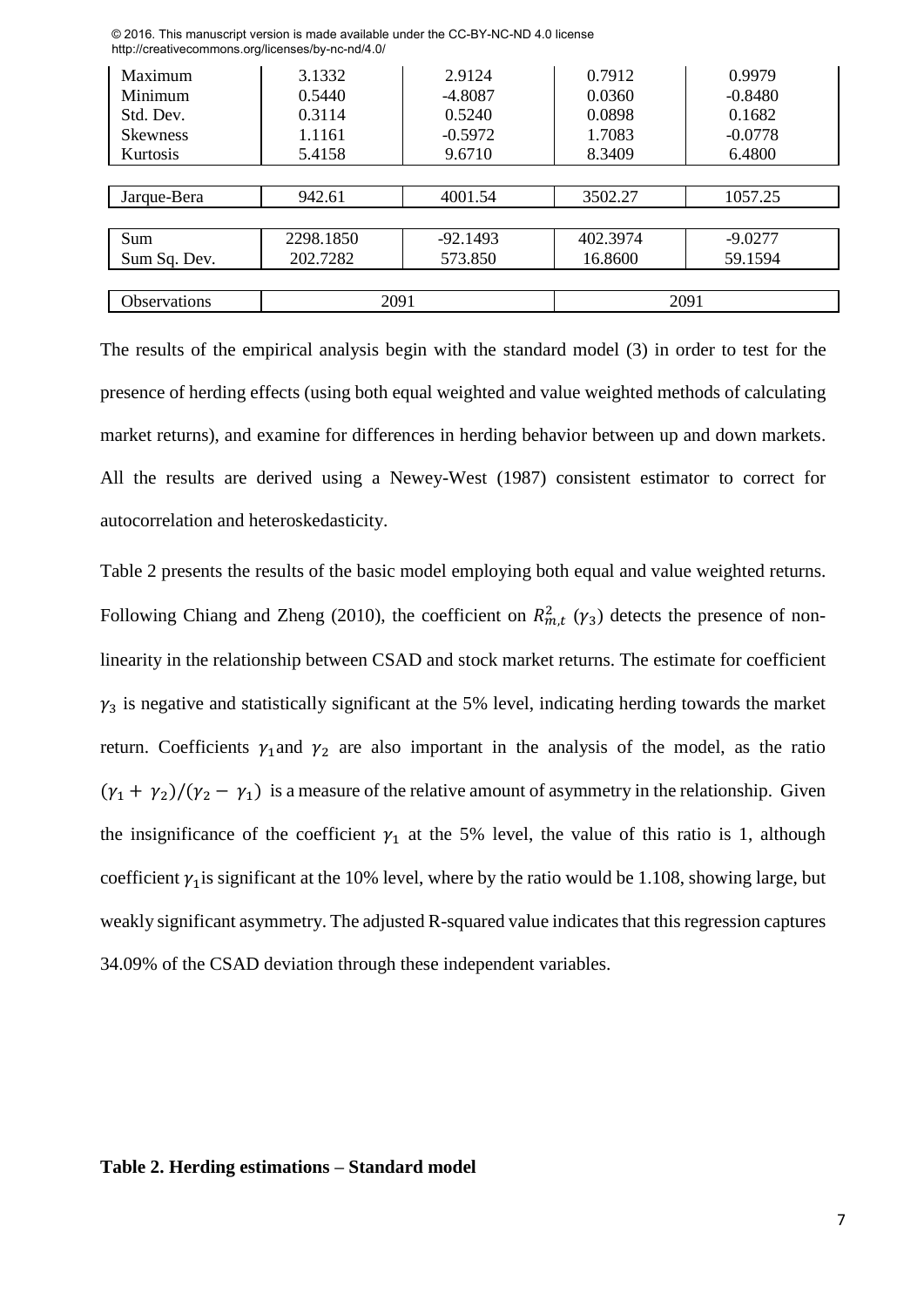| | | | | |
|---|---|---|---|---|
| Maximum | 3.1332 | 2.9124 | 0.7912 | 0.9979 |
| Minimum | 0.5440 | -4.8087 | 0.0360 | -0.8480 |
| Std. Dev. | 0.3114 | 0.5240 | 0.0898 | 0.1682 |
| Skewness | 1.1161 | -0.5972 | 1.7083 | -0.0778 |
| Kurtosis | 5.4158 | 9.6710 | 8.3409 | 6.4800 |
| Jarque-Bera | 942.61 | 4001.54 | 3502.27 | 1057.25 |
| Sum | 2298.1850 | -92.1493 | 402.3974 | -9.0277 |
| Sum Sq. Dev. | 202.7282 | 573.850 | 16.8600 | 59.1594 |
| Observations | 2091 | | 2091 | |

The results of the empirical analysis begin with the standard model (3) in order to test for the presence of herding effects (using both equal weighted and value weighted methods of calculating market returns), and examine for differences in herding behavior between up and down markets. All the results are derived using a Newey-West (1987) consistent estimator to correct for autocorrelation and heteroskedasticity.

Table 2 presents the results of the basic model employing both equal and value weighted returns. Following Chiang and Zheng (2010), the coefficient on $R_{m,t}^2$ ($\gamma_3$) detects the presence of non-linearity in the relationship between CSAD and stock market returns. The estimate for coefficient $\gamma_3$ is negative and statistically significant at the 5% level, indicating herding towards the market return. Coefficients $\gamma_1$ and $\gamma_2$ are also important in the analysis of the model, as the ratio $(\gamma_1 + \gamma_2)/(\gamma_2 - \gamma_1)$ is a measure of the relative amount of asymmetry in the relationship. Given the insignificance of the coefficient $\gamma_1$ at the 5% level, the value of this ratio is 1, although coefficient $\gamma_1$ is significant at the 10% level, where by the ratio would be 1.108, showing large, but weakly significant asymmetry. The adjusted R-squared value indicates that this regression captures 34.09% of the CSAD deviation through these independent variables.

**Table 2. Herding estimations – Standard model**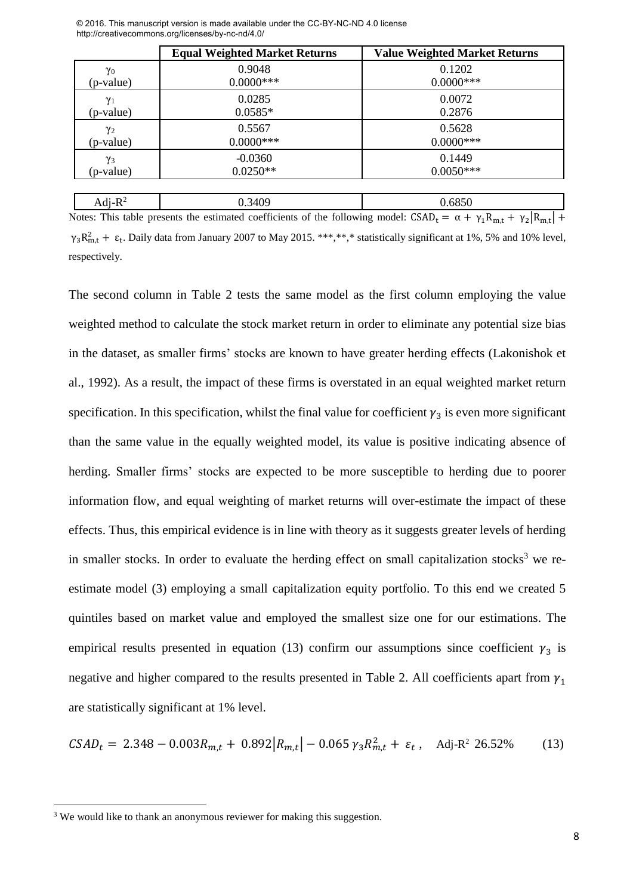| | Equal Weighted Market Returns | Value Weighted Market Returns |
|---|---|---|
| $\gamma_0$ (p-value) | 0.9048<br>0.0000*** | 0.1202<br>0.0000*** |
| $\gamma_1$ (p-value) | 0.0285<br>0.0585* | 0.0072<br>0.2876 |
| $\gamma_2$ (p-value) | 0.5567<br>0.0000*** | 0.5628<br>0.0000*** |
| $\gamma_3$ (p-value) | -0.0360<br>0.0250** | 0.1449<br>0.0050*** |
| Adj-$R^2$ | 0.3409 | 0.6850 |

Notes: This table presents the estimated coefficients of the following model: $CSAD_t = \alpha + \gamma_1 R_{m,t} + \gamma_2 |R_{m,t}| + \gamma_3 R_{m,t}^2 + \varepsilon_t$. Daily data from January 2007 to May 2015. ***,**,* statistically significant at 1%, 5% and 10% level, respectively.

The second column in Table 2 tests the same model as the first column employing the value weighted method to calculate the stock market return in order to eliminate any potential size bias in the dataset, as smaller firms' stocks are known to have greater herding effects (Lakonishok et al., 1992). As a result, the impact of these firms is overstated in an equal weighted market return specification. In this specification, whilst the final value for coefficient $\gamma_3$ is even more significant than the same value in the equally weighted model, its value is positive indicating absence of herding. Smaller firms' stocks are expected to be more susceptible to herding due to poorer information flow, and equal weighting of market returns will over-estimate the impact of these effects. Thus, this empirical evidence is in line with theory as it suggests greater levels of herding in smaller stocks. In order to evaluate the herding effect on small capitalization stocks[3] we re-estimate model (3) employing a small capitalization equity portfolio. To this end we created 5 quintiles based on market value and employed the smallest size one for our estimations. The empirical results presented in equation (13) confirm our assumptions since coefficient $\gamma_3$ is negative and higher compared to the results presented in Table 2. All coefficients apart from $\gamma_1$ are statistically significant at 1% level.

$$CSAD_t = 2.348 - 0.003R_{m,t} + 0.892|R_{m,t}| - 0.065\,\gamma_3 R_{m,t}^2 + \varepsilon_t\,, \quad \text{Adj-R}^2 \text{ 26.52\%} \qquad (13)$$

[3] We would like to thank an anonymous reviewer for making this suggestion.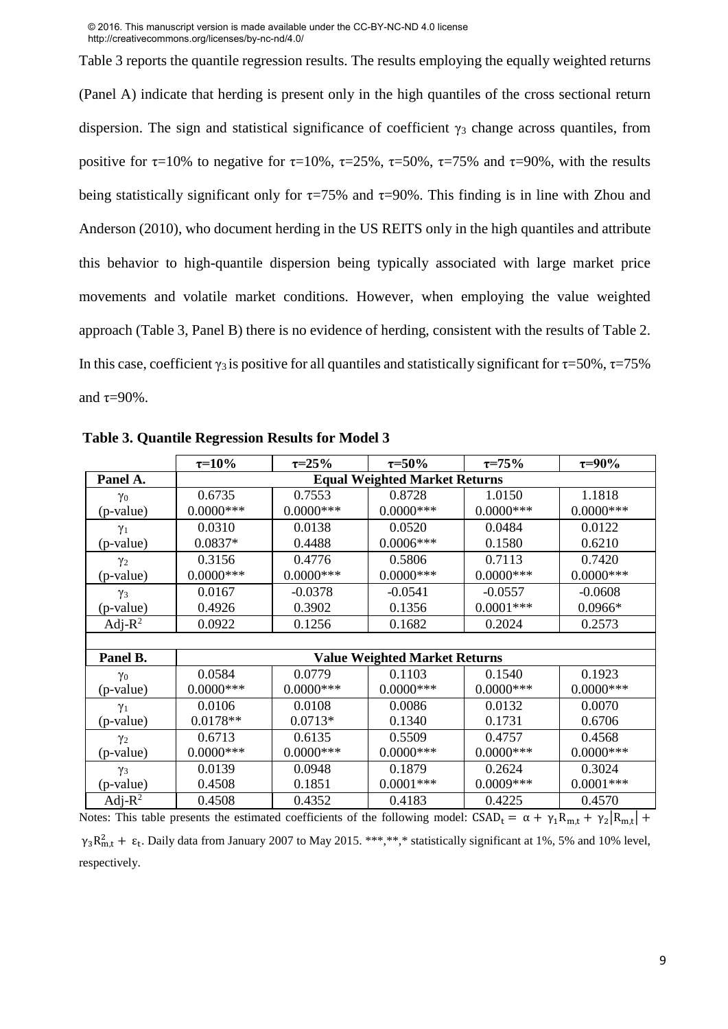Table 3 reports the quantile regression results. The results employing the equally weighted returns (Panel A) indicate that herding is present only in the high quantiles of the cross sectional return dispersion. The sign and statistical significance of coefficient $\gamma_3$ change across quantiles, from positive for $\tau$=10% to negative for $\tau$=10%, $\tau$=25%, $\tau$=50%, $\tau$=75% and $\tau$=90%, with the results being statistically significant only for $\tau$=75% and $\tau$=90%. This finding is in line with Zhou and Anderson (2010), who document herding in the US REITS only in the high quantiles and attribute this behavior to high-quantile dispersion being typically associated with large market price movements and volatile market conditions. However, when employing the value weighted approach (Table 3, Panel B) there is no evidence of herding, consistent with the results of Table 2. In this case, coefficient $\gamma_3$ is positive for all quantiles and statistically significant for $\tau$=50%, $\tau$=75% and $\tau$=90%.

**Table 3. Quantile Regression Results for Model 3**

| | $\tau$=10% | $\tau$=25% | $\tau$=50% | $\tau$=75% | $\tau$=90% |
|---|---|---|---|---|---|
| **Panel A.** | **Equal Weighted Market Returns** | | | | |
| $\gamma_0$ | 0.6735 | 0.7553 | 0.8728 | 1.0150 | 1.1818 |
| (p-value) | 0.0000*** | 0.0000*** | 0.0000*** | 0.0000*** | 0.0000*** |
| $\gamma_1$ | 0.0310 | 0.0138 | 0.0520 | 0.0484 | 0.0122 |
| (p-value) | 0.0837* | 0.4488 | 0.0006*** | 0.1580 | 0.6210 |
| $\gamma_2$ | 0.3156 | 0.4776 | 0.5806 | 0.7113 | 0.7420 |
| (p-value) | 0.0000*** | 0.0000*** | 0.0000*** | 0.0000*** | 0.0000*** |
| $\gamma_3$ | 0.0167 | -0.0378 | -0.0541 | -0.0557 | -0.0608 |
| (p-value) | 0.4926 | 0.3902 | 0.1356 | 0.0001*** | 0.0966* |
| Adj-$R^2$ | 0.0922 | 0.1256 | 0.1682 | 0.2024 | 0.2573 |
| | | | | | |
| **Panel B.** | **Value Weighted Market Returns** | | | | |
| $\gamma_0$ | 0.0584 | 0.0779 | 0.1103 | 0.1540 | 0.1923 |
| (p-value) | 0.0000*** | 0.0000*** | 0.0000*** | 0.0000*** | 0.0000*** |
| $\gamma_1$ | 0.0106 | 0.0108 | 0.0086 | 0.0132 | 0.0070 |
| (p-value) | 0.0178** | 0.0713* | 0.1340 | 0.1731 | 0.6706 |
| $\gamma_2$ | 0.6713 | 0.6135 | 0.5509 | 0.4757 | 0.4568 |
| (p-value) | 0.0000*** | 0.0000*** | 0.0000*** | 0.0000*** | 0.0000*** |
| $\gamma_3$ | 0.0139 | 0.0948 | 0.1879 | 0.2624 | 0.3024 |
| (p-value) | 0.4508 | 0.1851 | 0.0001*** | 0.0009*** | 0.0001*** |
| Adj-$R^2$ | 0.4508 | 0.4352 | 0.4183 | 0.4225 | 0.4570 |

Notes: This table presents the estimated coefficients of the following model: $\text{CSAD}_t = \alpha + \gamma_1 R_{m,t} + \gamma_2 |R_{m,t}| + \gamma_3 R_{m,t}^2 + \varepsilon_t$. Daily data from January 2007 to May 2015. ***,**,* statistically significant at 1%, 5% and 10% level, respectively.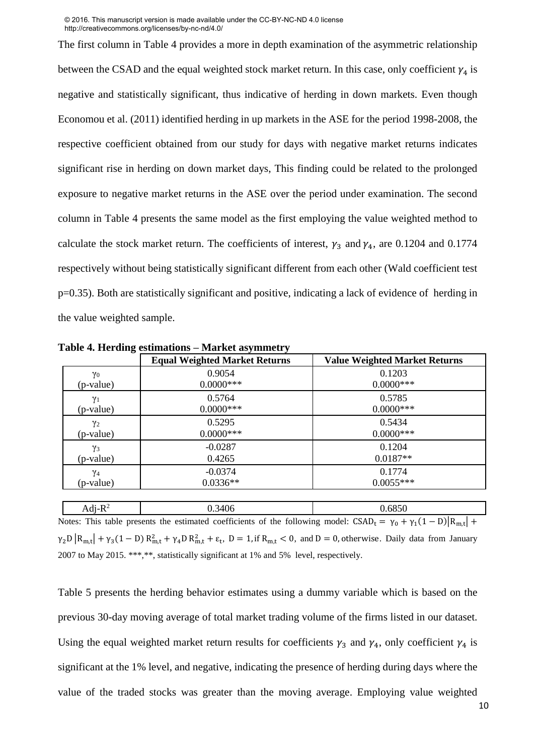The first column in Table 4 provides a more in depth examination of the asymmetric relationship between the CSAD and the equal weighted stock market return. In this case, only coefficient $\gamma_4$ is negative and statistically significant, thus indicative of herding in down markets. Even though Economou et al. (2011) identified herding in up markets in the ASE for the period 1998-2008, the respective coefficient obtained from our study for days with negative market returns indicates significant rise in herding on down market days, This finding could be related to the prolonged exposure to negative market returns in the ASE over the period under examination. The second column in Table 4 presents the same model as the first employing the value weighted method to calculate the stock market return. The coefficients of interest, $\gamma_3$ and $\gamma_4$, are 0.1204 and 0.1774 respectively without being statistically significant different from each other (Wald coefficient test p=0.35). Both are statistically significant and positive, indicating a lack of evidence of herding in the value weighted sample.

**Table 4. Herding estimations – Market asymmetry**

| | Equal Weighted Market Returns | Value Weighted Market Returns |
|---|---|---|
| $\gamma_0$ (p-value) | 0.9054 0.0000*** | 0.1203 0.0000*** |
| $\gamma_1$ (p-value) | 0.5764 0.0000*** | 0.5785 0.0000*** |
| $\gamma_2$ (p-value) | 0.5295 0.0000*** | 0.5434 0.0000*** |
| $\gamma_3$ (p-value) | -0.0287 0.4265 | 0.1204 0.0187** |
| $\gamma_4$ (p-value) | -0.0374 0.0336** | 0.1774 0.0055*** |
| Adj-$R^2$ | 0.3406 | 0.6850 |

Notes: This table presents the estimated coefficients of the following model: $CSAD_t = \gamma_0 + \gamma_1(1-D)|R_{m,t}| + \gamma_2 D|R_{m,t}| + \gamma_3(1-D)R_{m,t}^2 + \gamma_4 D R_{m,t}^2 + \varepsilon_t$, $D = 1$, if $R_{m,t} < 0$, and $D = 0$, otherwise. Daily data from January 2007 to May 2015. ***,**, statistically significant at 1% and 5% level, respectively.

Table 5 presents the herding behavior estimates using a dummy variable which is based on the previous 30-day moving average of total market trading volume of the firms listed in our dataset. Using the equal weighted market return results for coefficients $\gamma_3$ and $\gamma_4$, only coefficient $\gamma_4$ is significant at the 1% level, and negative, indicating the presence of herding during days where the value of the traded stocks was greater than the moving average. Employing value weighted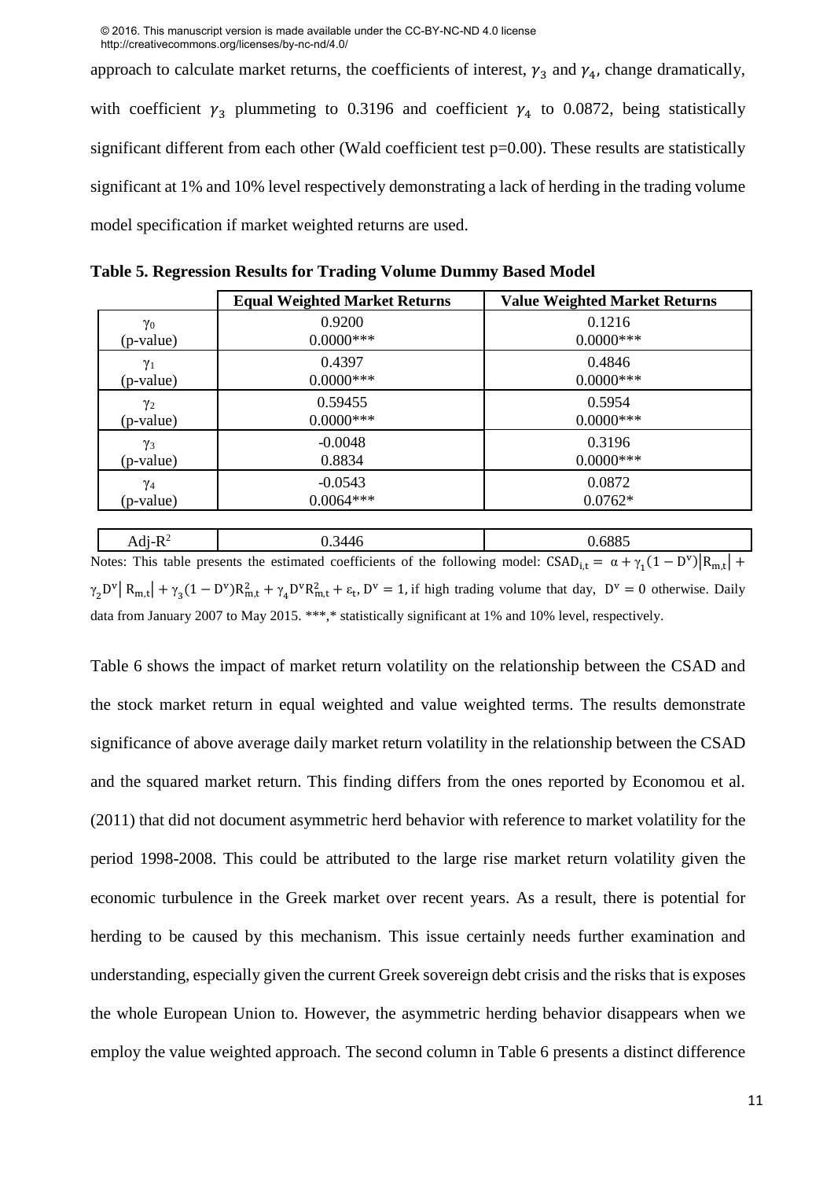approach to calculate market returns, the coefficients of interest, $\gamma_3$ and $\gamma_4$, change dramatically, with coefficient $\gamma_3$ plummeting to 0.3196 and coefficient $\gamma_4$ to 0.0872, being statistically significant different from each other (Wald coefficient test p=0.00). These results are statistically significant at 1% and 10% level respectively demonstrating a lack of herding in the trading volume model specification if market weighted returns are used.

**Table 5. Regression Results for Trading Volume Dummy Based Model**

| | Equal Weighted Market Returns | Value Weighted Market Returns |
|---|---|---|
| $\gamma_0$ (p-value) | 0.9200<br>0.0000*** | 0.1216<br>0.0000*** |
| $\gamma_1$ (p-value) | 0.4397<br>0.0000*** | 0.4846<br>0.0000*** |
| $\gamma_2$ (p-value) | 0.59455<br>0.0000*** | 0.5954<br>0.0000*** |
| $\gamma_3$ (p-value) | -0.0048<br>0.8834 | 0.3196<br>0.0000*** |
| $\gamma_4$ (p-value) | -0.0543<br>0.0064*** | 0.0872<br>0.0762* |
| Adj-$R^2$ | 0.3446 | 0.6885 |

Notes: This table presents the estimated coefficients of the following model: $CSAD_{i,t} = \alpha + \gamma_1(1-D^v)|R_{m,t}| + \gamma_2 D^v|R_{m,t}| + \gamma_3(1-D^v)R_{m,t}^2 + \gamma_4 D^v R_{m,t}^2 + \varepsilon_t$, $D^v = 1$, if high trading volume that day, $D^v = 0$ otherwise. Daily data from January 2007 to May 2015. ***,* statistically significant at 1% and 10% level, respectively.

Table 6 shows the impact of market return volatility on the relationship between the CSAD and the stock market return in equal weighted and value weighted terms. The results demonstrate significance of above average daily market return volatility in the relationship between the CSAD and the squared market return. This finding differs from the ones reported by Economou et al. (2011) that did not document asymmetric herd behavior with reference to market volatility for the period 1998-2008. This could be attributed to the large rise market return volatility given the economic turbulence in the Greek market over recent years. As a result, there is potential for herding to be caused by this mechanism. This issue certainly needs further examination and understanding, especially given the current Greek sovereign debt crisis and the risks that is exposes the whole European Union to. However, the asymmetric herding behavior disappears when we employ the value weighted approach. The second column in Table 6 presents a distinct difference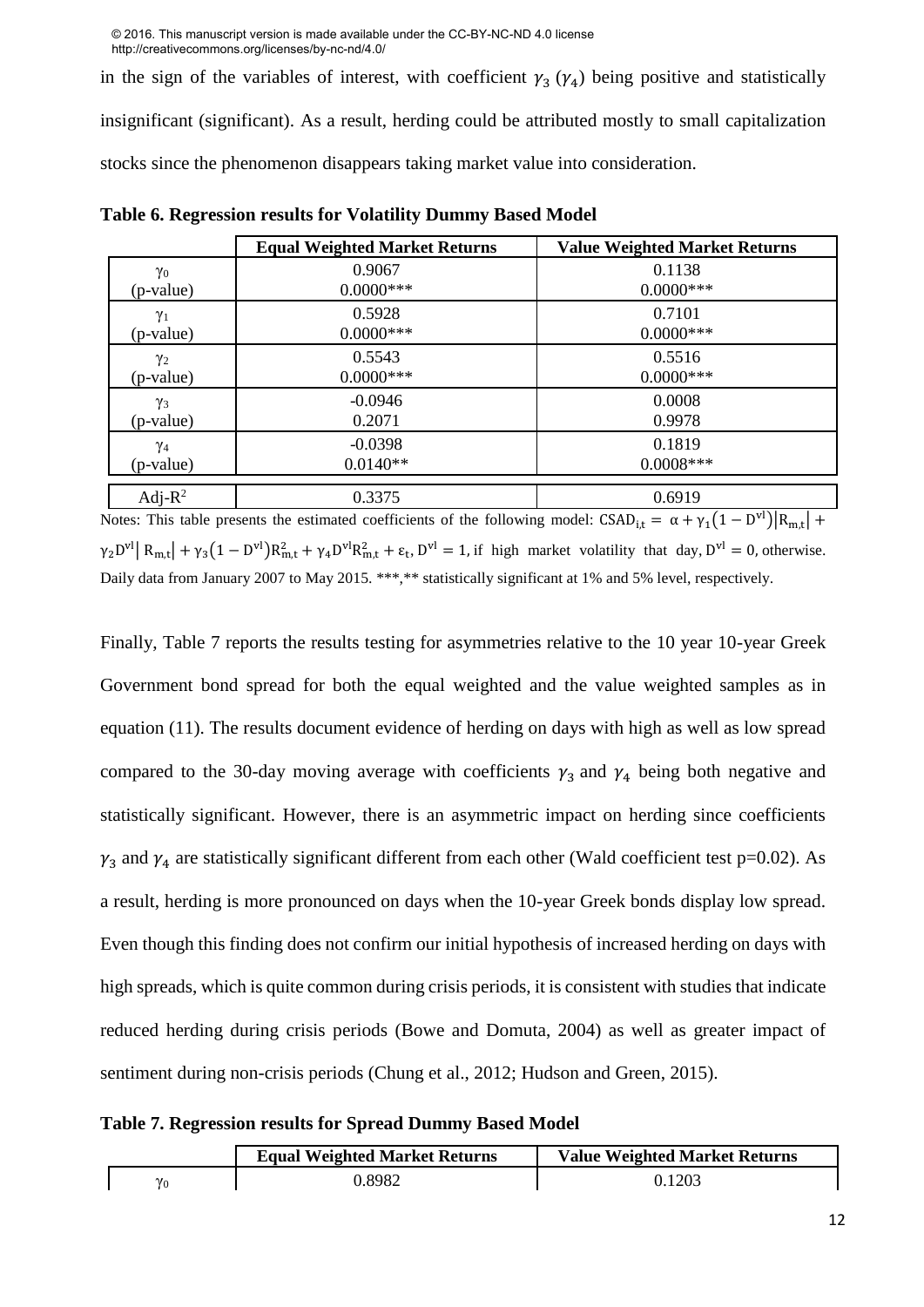in the sign of the variables of interest, with coefficient $\gamma_3$ ($\gamma_4$) being positive and statistically insignificant (significant). As a result, herding could be attributed mostly to small capitalization stocks since the phenomenon disappears taking market value into consideration.

**Table 6. Regression results for Volatility Dummy Based Model**

| | Equal Weighted Market Returns | Value Weighted Market Returns |
|---|---|---|
| $\gamma_0$ (p-value) | 0.9067 0.0000*** | 0.1138 0.0000*** |
| $\gamma_1$ (p-value) | 0.5928 0.0000*** | 0.7101 0.0000*** |
| $\gamma_2$ (p-value) | 0.5543 0.0000*** | 0.5516 0.0000*** |
| $\gamma_3$ (p-value) | -0.0946 0.2071 | 0.0008 0.9978 |
| $\gamma_4$ (p-value) | -0.0398 0.0140** | 0.1819 0.0008*** |
| Adj-$R^2$ | 0.3375 | 0.6919 |

Notes: This table presents the estimated coefficients of the following model: $CSAD_{i,t} = \alpha + \gamma_1(1 - D^{vl})|R_{m,t}| + \gamma_2 D^{vl}|R_{m,t}| + \gamma_3(1 - D^{vl})R_{m,t}^2 + \gamma_4 D^{vl}R_{m,t}^2 + \varepsilon_t$, $D^{vl} = 1$, if high market volatility that day, $D^{vl} = 0$, otherwise. Daily data from January 2007 to May 2015. ***,** statistically significant at 1% and 5% level, respectively.

Finally, Table 7 reports the results testing for asymmetries relative to the 10 year 10-year Greek Government bond spread for both the equal weighted and the value weighted samples as in equation (11). The results document evidence of herding on days with high as well as low spread compared to the 30-day moving average with coefficients $\gamma_3$ and $\gamma_4$ being both negative and statistically significant. However, there is an asymmetric impact on herding since coefficients $\gamma_3$ and $\gamma_4$ are statistically significant different from each other (Wald coefficient test p=0.02). As a result, herding is more pronounced on days when the 10-year Greek bonds display low spread. Even though this finding does not confirm our initial hypothesis of increased herding on days with high spreads, which is quite common during crisis periods, it is consistent with studies that indicate reduced herding during crisis periods (Bowe and Domuta, 2004) as well as greater impact of sentiment during non-crisis periods (Chung et al., 2012; Hudson and Green, 2015).

**Table 7. Regression results for Spread Dummy Based Model**

| | Equal Weighted Market Returns | Value Weighted Market Returns |
|---|---|---|
| $\gamma_0$ | 0.8982 | 0.1203 |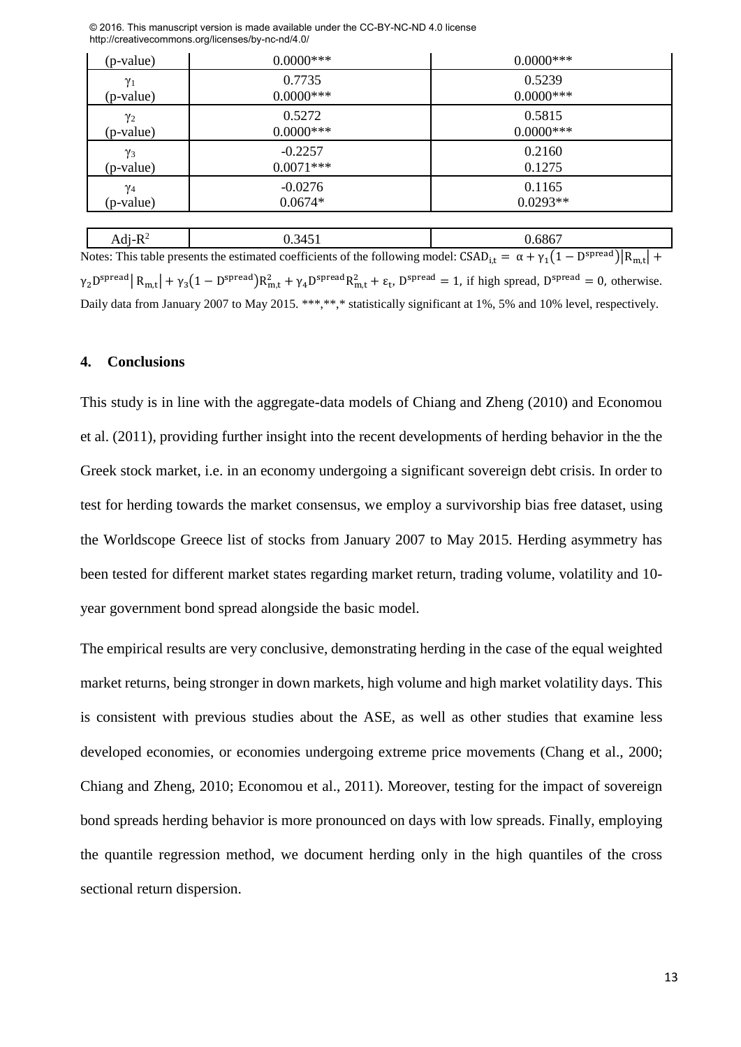| | | |
|---|---|---|
| (p-value) | 0.0000*** | 0.0000*** |
| $\gamma_1$ (p-value) | 0.7735 0.0000*** | 0.5239 0.0000*** |
| $\gamma_2$ (p-value) | 0.5272 0.0000*** | 0.5815 0.0000*** |
| $\gamma_3$ (p-value) | -0.2257 0.0071*** | 0.2160 0.1275 |
| $\gamma_4$ (p-value) | -0.0276 0.0674* | 0.1165 0.0293** |
| Adj-$R^2$ | 0.3451 | 0.6867 |

Notes: This table presents the estimated coefficients of the following model: $CSAD_{i,t} = \alpha + \gamma_1(1 - D^{spread})|R_{m,t}| + \gamma_2 D^{spread}|R_{m,t}| + \gamma_3(1 - D^{spread})R^2_{m,t} + \gamma_4 D^{spread}R^2_{m,t} + \varepsilon_t$, $D^{spread} = 1$, if high spread, $D^{spread} = 0$, otherwise. Daily data from January 2007 to May 2015. ***,**,* statistically significant at 1%, 5% and 10% level, respectively.

## 4. Conclusions

This study is in line with the aggregate-data models of Chiang and Zheng (2010) and Economou et al. (2011), providing further insight into the recent developments of herding behavior in the the Greek stock market, i.e. in an economy undergoing a significant sovereign debt crisis. In order to test for herding towards the market consensus, we employ a survivorship bias free dataset, using the Worldscope Greece list of stocks from January 2007 to May 2015. Herding asymmetry has been tested for different market states regarding market return, trading volume, volatility and 10-year government bond spread alongside the basic model.

The empirical results are very conclusive, demonstrating herding in the case of the equal weighted market returns, being stronger in down markets, high volume and high market volatility days. This is consistent with previous studies about the ASE, as well as other studies that examine less developed economies, or economies undergoing extreme price movements (Chang et al., 2000; Chiang and Zheng, 2010; Economou et al., 2011). Moreover, testing for the impact of sovereign bond spreads herding behavior is more pronounced on days with low spreads. Finally, employing the quantile regression method, we document herding only in the high quantiles of the cross sectional return dispersion.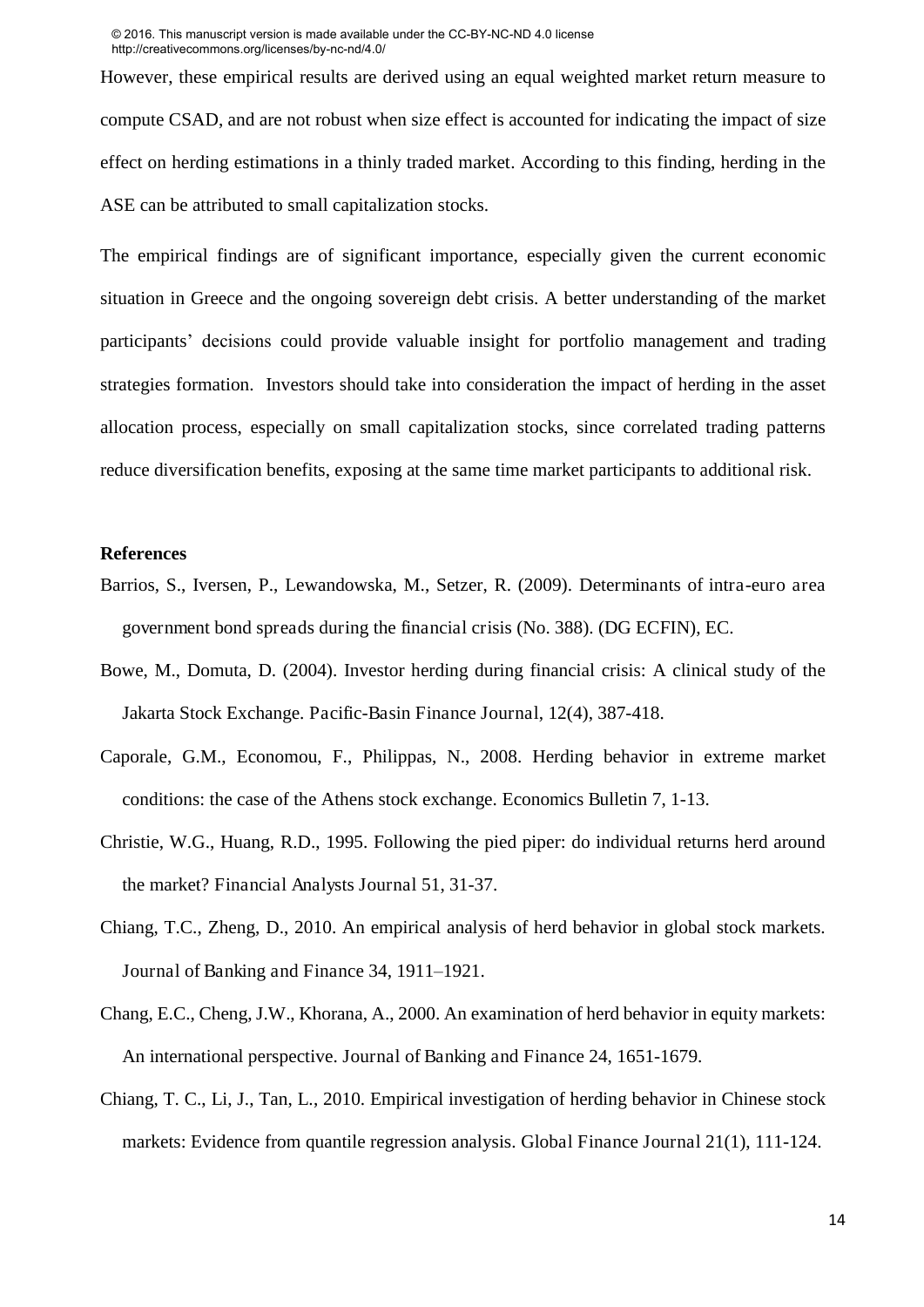However, these empirical results are derived using an equal weighted market return measure to compute CSAD, and are not robust when size effect is accounted for indicating the impact of size effect on herding estimations in a thinly traded market. According to this finding, herding in the ASE can be attributed to small capitalization stocks.

The empirical findings are of significant importance, especially given the current economic situation in Greece and the ongoing sovereign debt crisis. A better understanding of the market participants' decisions could provide valuable insight for portfolio management and trading strategies formation. Investors should take into consideration the impact of herding in the asset allocation process, especially on small capitalization stocks, since correlated trading patterns reduce diversification benefits, exposing at the same time market participants to additional risk.

**References**

Barrios, S., Iversen, P., Lewandowska, M., Setzer, R. (2009). Determinants of intra-euro area government bond spreads during the financial crisis (No. 388). (DG ECFIN), EC.

Bowe, M., Domuta, D. (2004). Investor herding during financial crisis: A clinical study of the Jakarta Stock Exchange. Pacific-Basin Finance Journal, 12(4), 387-418.

Caporale, G.M., Economou, F., Philippas, N., 2008. Herding behavior in extreme market conditions: the case of the Athens stock exchange. Economics Bulletin 7, 1-13.

Christie, W.G., Huang, R.D., 1995. Following the pied piper: do individual returns herd around the market? Financial Analysts Journal 51, 31-37.

Chiang, T.C., Zheng, D., 2010. An empirical analysis of herd behavior in global stock markets. Journal of Banking and Finance 34, 1911–1921.

Chang, E.C., Cheng, J.W., Khorana, A., 2000. An examination of herd behavior in equity markets: An international perspective. Journal of Banking and Finance 24, 1651-1679.

Chiang, T. C., Li, J., Tan, L., 2010. Empirical investigation of herding behavior in Chinese stock markets: Evidence from quantile regression analysis. Global Finance Journal 21(1), 111-124.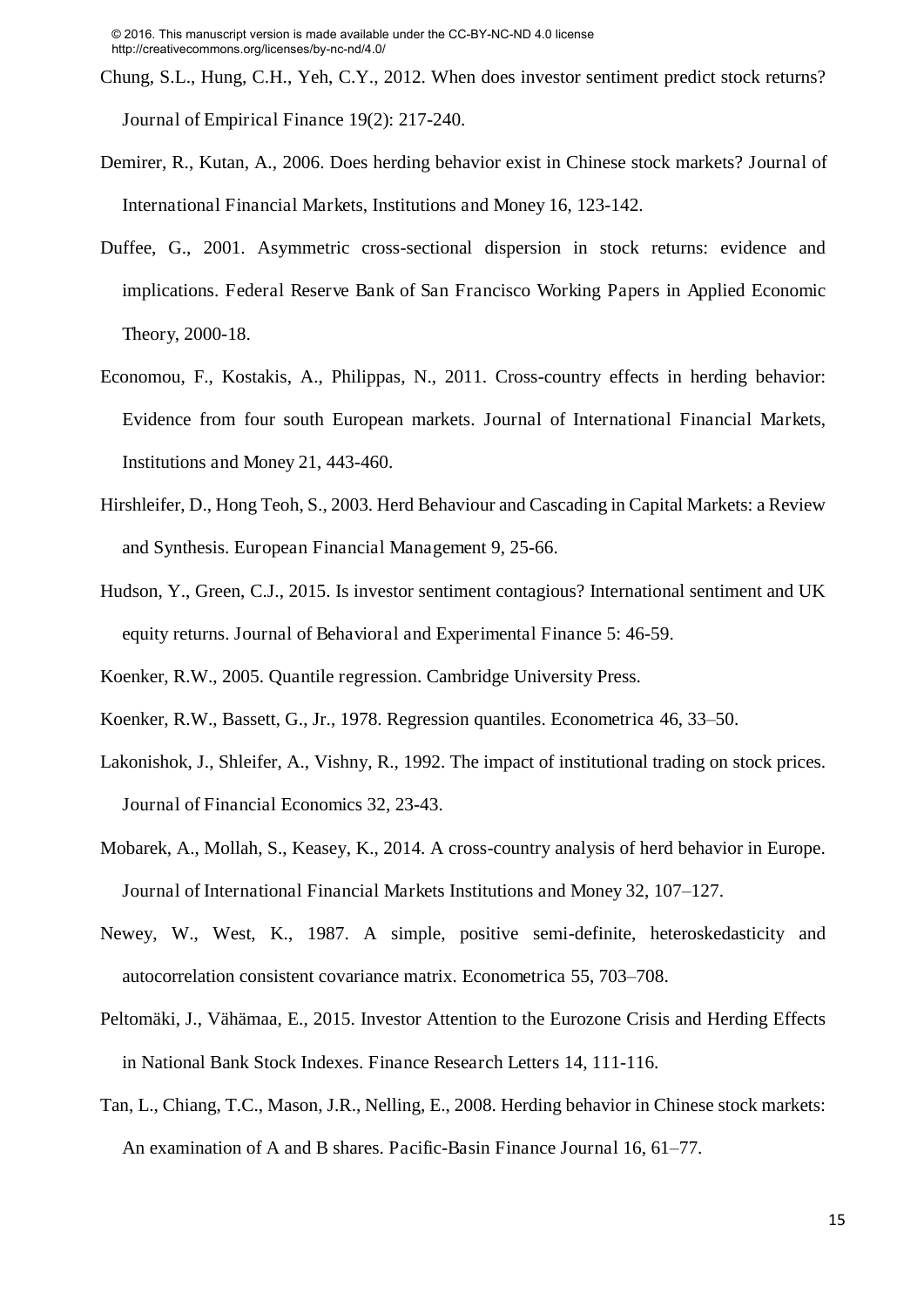Chung, S.L., Hung, C.H., Yeh, C.Y., 2012. When does investor sentiment predict stock returns? Journal of Empirical Finance 19(2): 217-240.

Demirer, R., Kutan, A., 2006. Does herding behavior exist in Chinese stock markets? Journal of International Financial Markets, Institutions and Money 16, 123-142.

Duffee, G., 2001. Asymmetric cross-sectional dispersion in stock returns: evidence and implications. Federal Reserve Bank of San Francisco Working Papers in Applied Economic Theory, 2000-18.

Economou, F., Kostakis, A., Philippas, N., 2011. Cross-country effects in herding behavior: Evidence from four south European markets. Journal of International Financial Markets, Institutions and Money 21, 443-460.

Hirshleifer, D., Hong Teoh, S., 2003. Herd Behaviour and Cascading in Capital Markets: a Review and Synthesis. European Financial Management 9, 25-66.

Hudson, Y., Green, C.J., 2015. Is investor sentiment contagious? International sentiment and UK equity returns. Journal of Behavioral and Experimental Finance 5: 46-59.

Koenker, R.W., 2005. Quantile regression. Cambridge University Press.

Koenker, R.W., Bassett, G., Jr., 1978. Regression quantiles. Econometrica 46, 33–50.

Lakonishok, J., Shleifer, A., Vishny, R., 1992. The impact of institutional trading on stock prices. Journal of Financial Economics 32, 23-43.

Mobarek, A., Mollah, S., Keasey, K., 2014. A cross-country analysis of herd behavior in Europe. Journal of International Financial Markets Institutions and Money 32, 107–127.

Newey, W., West, K., 1987. A simple, positive semi-definite, heteroskedasticity and autocorrelation consistent covariance matrix. Econometrica 55, 703–708.

Peltomäki, J., Vähämaa, E., 2015. Investor Attention to the Eurozone Crisis and Herding Effects in National Bank Stock Indexes. Finance Research Letters 14, 111-116.

Tan, L., Chiang, T.C., Mason, J.R., Nelling, E., 2008. Herding behavior in Chinese stock markets: An examination of A and B shares. Pacific-Basin Finance Journal 16, 61–77.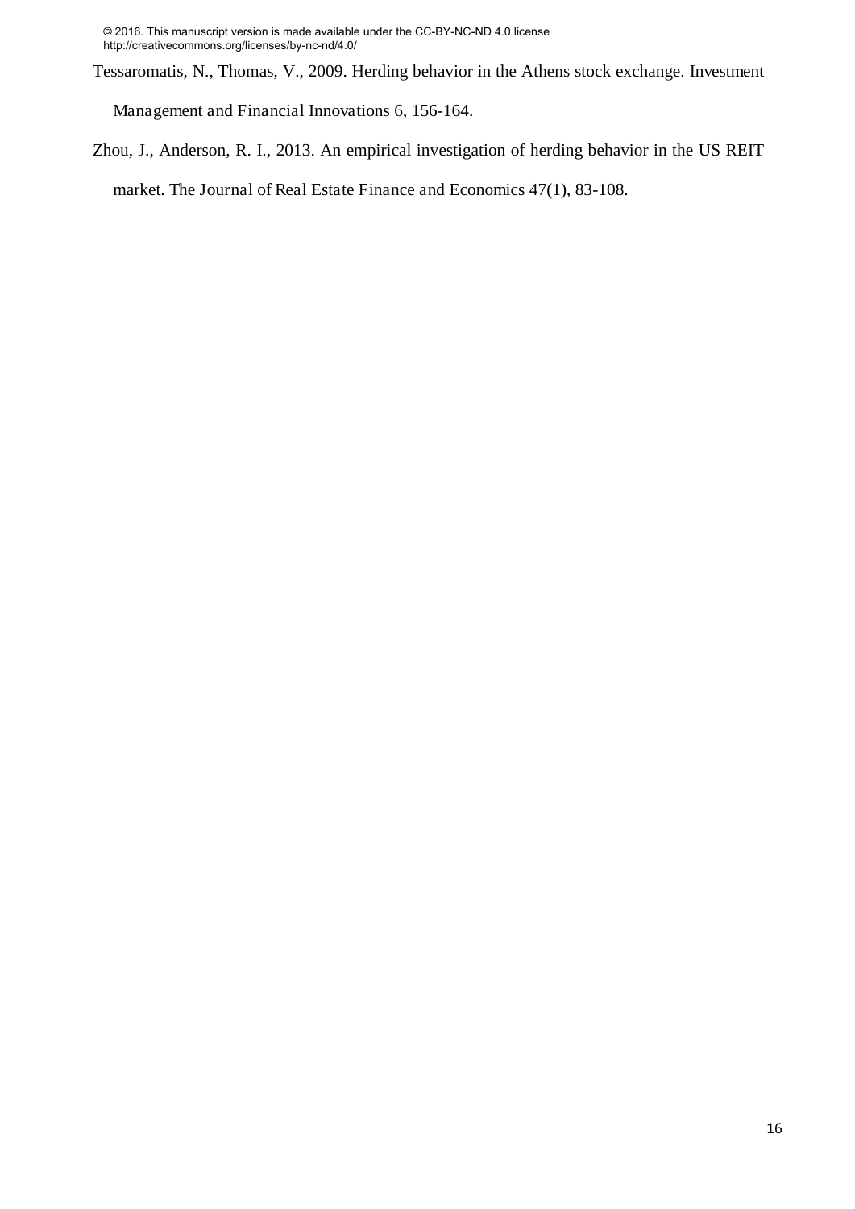Tessaromatis, N., Thomas, V., 2009. Herding behavior in the Athens stock exchange. Investment Management and Financial Innovations 6, 156-164.

Zhou, J., Anderson, R. I., 2013. An empirical investigation of herding behavior in the US REIT market. The Journal of Real Estate Finance and Economics 47(1), 83-108.